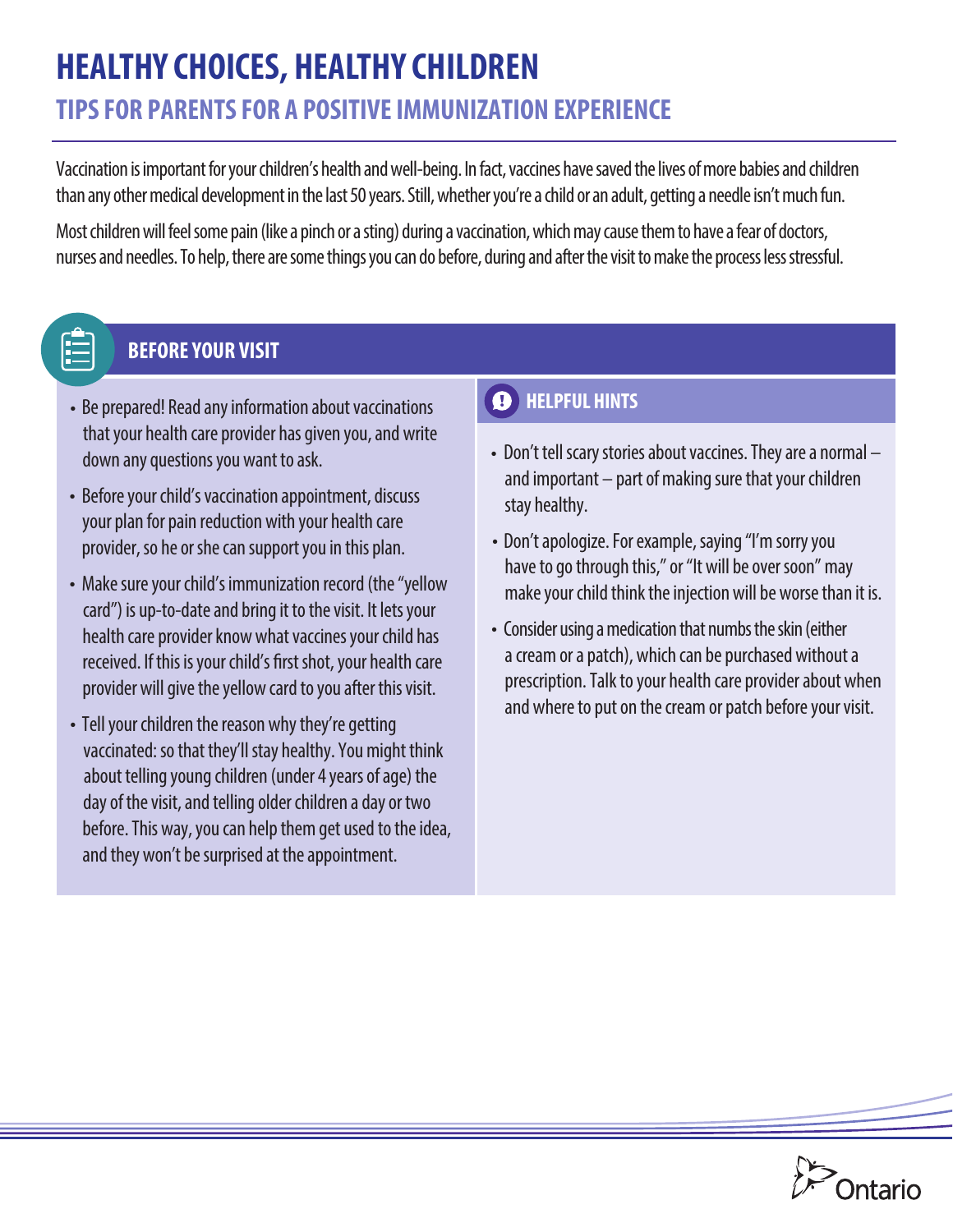# HEALTHY CHOICES, HEALTHY CHILDREN

## TIPS FOR PARENTS FOR A POSITIVE IMMUNIZATION EXPERIENCE

Vaccination is important for your children's health and well-being. In fact, vaccines have saved the lives of more babies and children than any other medical development in the last 50 years. Still, whether you're a child or an adult, getting a needle isn't much fun.

Most children will feel some pain (like a pinch or a sting) during a vaccination, which may cause them to have a fear of doctors, nurses and needles. To help, there are some things you can do before, during and after the visit to make the process less stressful.

### BEFORE YOUR VISIT

- Be prepared! Read any information about vaccinations that your health care provider has given you, and write down any questions you want to ask.
- Before your child's vaccination appointment, discuss your plan for pain reduction with your health care provider, so he or she can support you in this plan.
- Make sure your child's immunization record (the "yellow card") is up-to-date and bring it to the visit. It lets your health care provider know what vaccines your child has received. If this is your child's first shot, your health care provider will give the yellow card to you after this visit.
- Tell your children the reason why they're getting vaccinated: so that they'll stay healthy. You might think about telling young children (under 4 years of age) the day of the visit, and telling older children a day or two before. This way, you can help them get used to the idea, and they won't be surprised at the appointment.

#### HELPFUL HINTS

- Don't tell scary stories about vaccines. They are a normal – and important – part of making sure that your children stay healthy.
- Don't apologize. For example, saying "I'm sorry you have to go through this," or "It will be over soon" may make your child think the injection will be worse than it is.
- Consider using a medication that numbs the skin (either a cream or a patch), which can be purchased without a prescription. Talk to your health care provider about when and where to put on the cream or patch before your visit.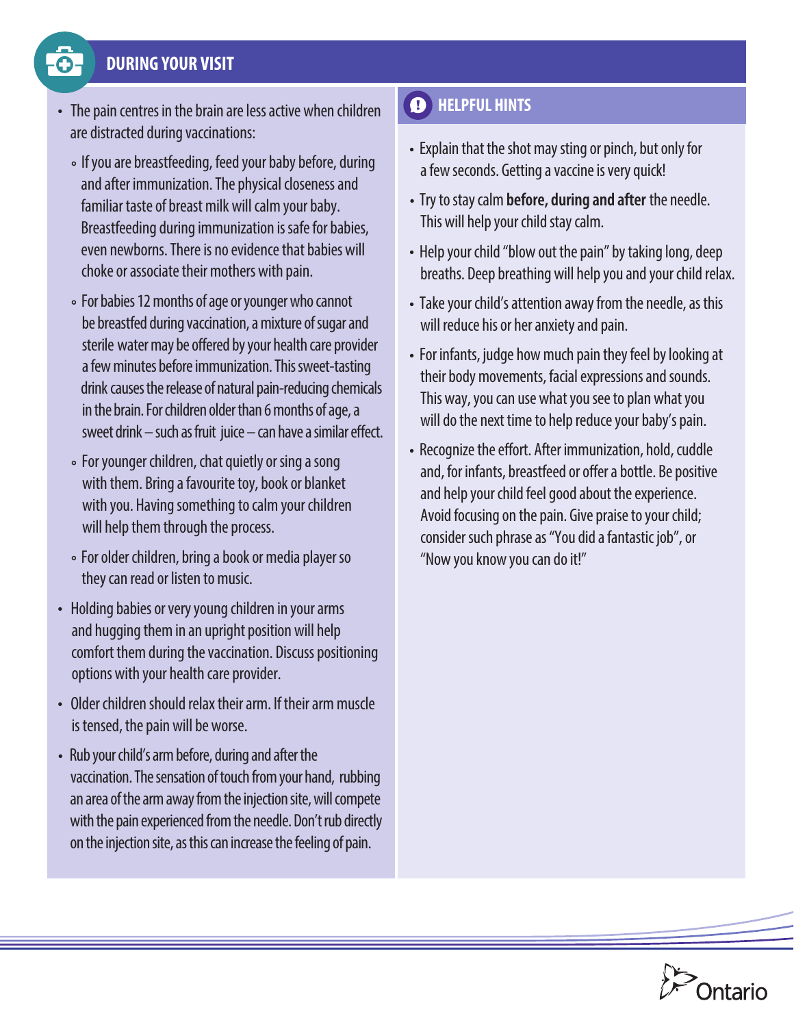## DURING YOUR VISIT

- The pain centres in the brain are less active when children are distracted during vaccinations:
  - If you are breastfeeding, feed your baby before, during and after immunization. The physical closeness and familiar taste of breast milk will calm your baby. Breastfeeding during immunization is safe for babies, even newborns. There is no evidence that babies will choke or associate their mothers with pain.
  - For babies 12 months of age or younger who cannot be breastfed during vaccination, a mixture of sugar and sterile water may be offered by your health care provider a few minutes before immunization. This sweet-tasting drink causes the release of natural pain-reducing chemicals in the brain. For children older than 6 months of age, a sweet drink – such as fruit juice – can have a similar effect.
  - For younger children, chat quietly or sing a song with them. Bring a favourite toy, book or blanket with you. Having something to calm your children will help them through the process.
  - For older children, bring a book or media player so they can read or listen to music.
- Holding babies or very young children in your arms and hugging them in an upright position will help comfort them during the vaccination. Discuss positioning options with your health care provider.
- Older children should relax their arm. If their arm muscle is tensed, the pain will be worse.
- Rub your child's arm before, during and after the vaccination. The sensation of touch from your hand, rubbing an area of the arm away from the injection site, will compete with the pain experienced from the needle. Don't rub directly on the injection site, as this can increase the feeling of pain.

### HELPFUL HINTS

- Explain that the shot may sting or pinch, but only for a few seconds. Getting a vaccine is very quick!
- Try to stay calm **before, during and after** the needle. This will help your child stay calm.
- Help your child "blow out the pain" by taking long, deep breaths. Deep breathing will help you and your child relax.
- Take your child's attention away from the needle, as this will reduce his or her anxiety and pain.
- For infants, judge how much pain they feel by looking at their body movements, facial expressions and sounds. This way, you can use what you see to plan what you will do the next time to help reduce your baby's pain.
- Recognize the effort. After immunization, hold, cuddle and, for infants, breastfeed or offer a bottle. Be positive and help your child feel good about the experience. Avoid focusing on the pain. Give praise to your child; consider such phrase as "You did a fantastic job", or "Now you know you can do it!"

Ontario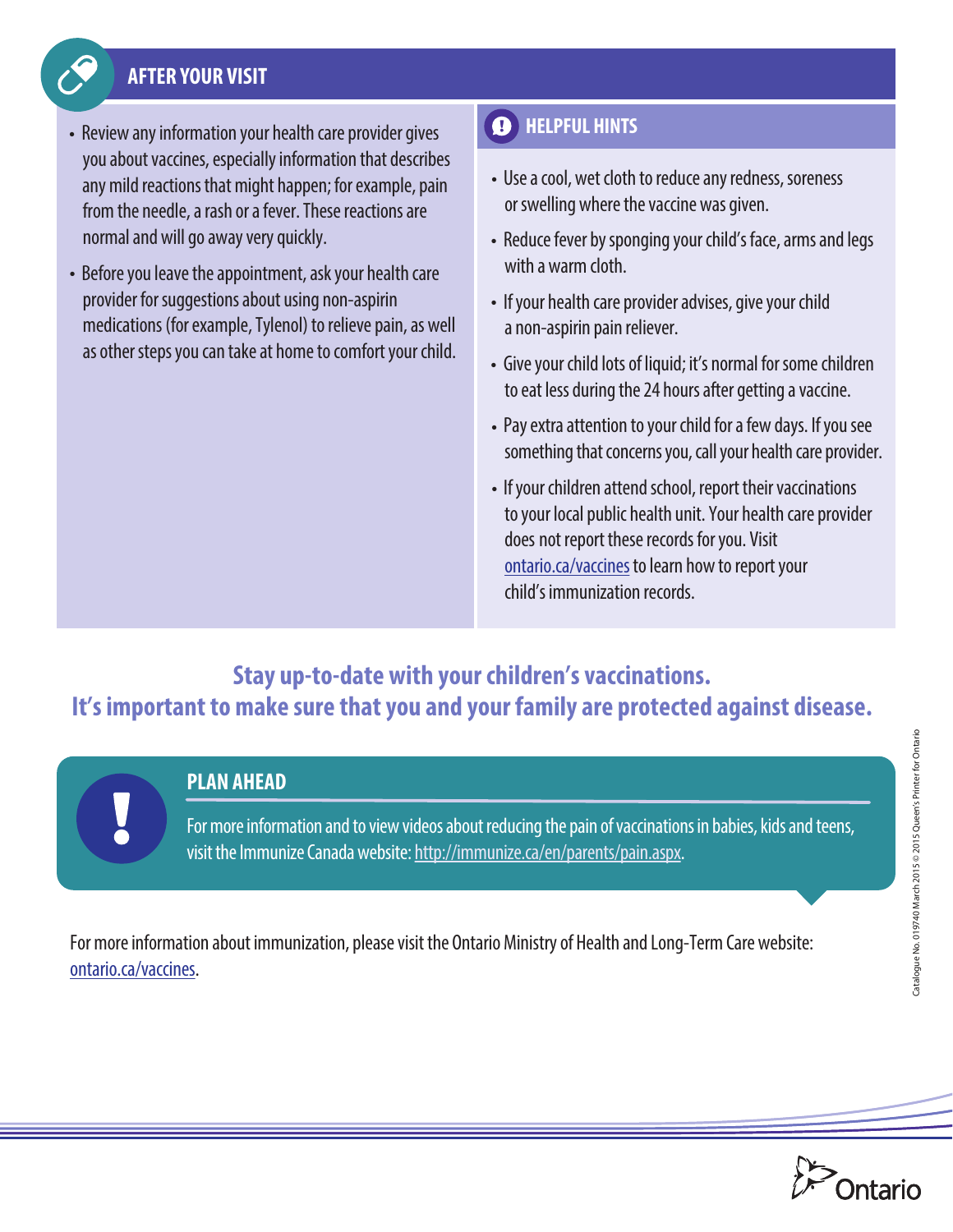## AFTER YOUR VISIT

- Review any information your health care provider gives you about vaccines, especially information that describes any mild reactions that might happen; for example, pain from the needle, a rash or a fever. These reactions are normal and will go away very quickly.
- Before you leave the appointment, ask your health care provider for suggestions about using non-aspirin medications (for example, Tylenol) to relieve pain, as well as other steps you can take at home to comfort your child.

### HELPFUL HINTS

- Use a cool, wet cloth to reduce any redness, soreness or swelling where the vaccine was given.
- Reduce fever by sponging your child's face, arms and legs with a warm cloth.
- If your health care provider advises, give your child a non-aspirin pain reliever.
- Give your child lots of liquid; it's normal for some children to eat less during the 24 hours after getting a vaccine.
- Pay extra attention to your child for a few days. If you see something that concerns you, call your health care provider.
- If your children attend school, report their vaccinations to your local public health unit. Your health care provider does not report these records for you. Visit ontario.ca/vaccines to learn how to report your child's immunization records.

**Stay up-to-date with your children's vaccinations.**
**It's important to make sure that you and your family are protected against disease.**

### PLAN AHEAD

For more information and to view videos about reducing the pain of vaccinations in babies, kids and teens, visit the Immunize Canada website: http://immunize.ca/en/parents/pain.aspx.

For more information about immunization, please visit the Ontario Ministry of Health and Long-Term Care website: ontario.ca/vaccines.

Catalogue No. 019740 March 2015 © 2015 Queen's Printer for Ontario

Ontario